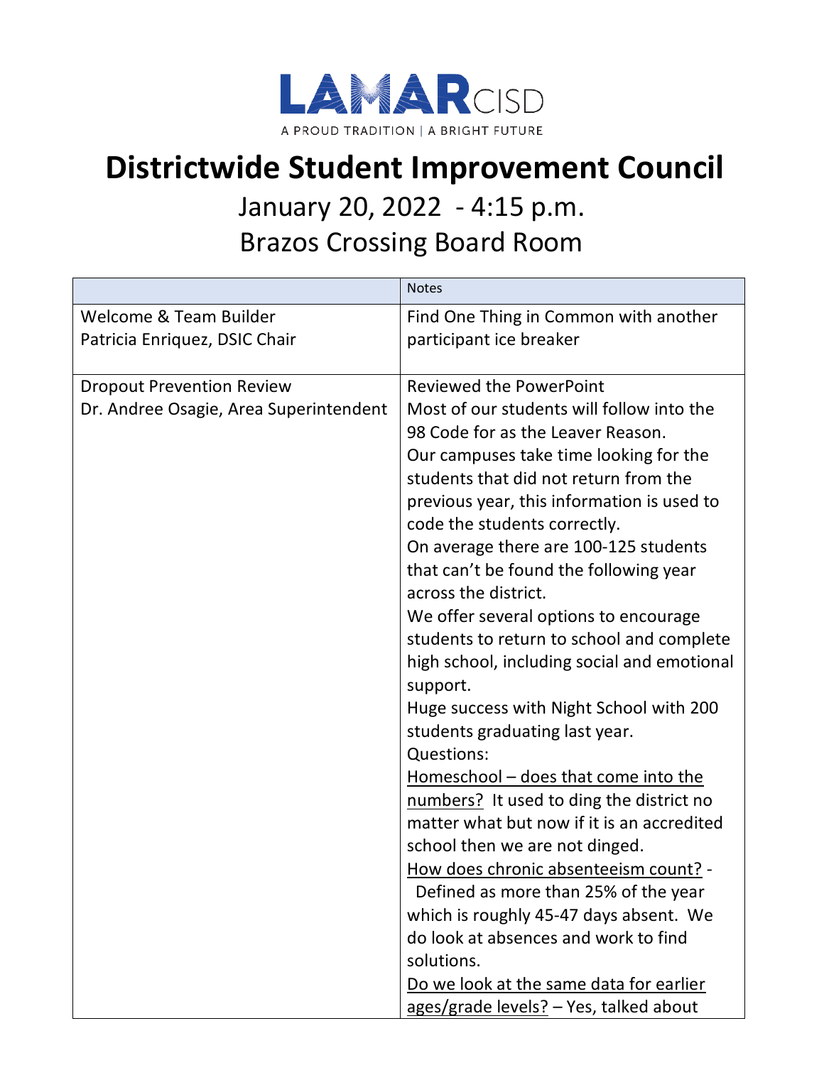LAMAR CISD

A PROUD TRADITION | A BRIGHT FUTURE

# Districtwide Student Improvement Council

## January 20, 2022 - 4:15 p.m.

## Brazos Crossing Board Room

| | Notes |
|---|---|
| Welcome & Team Builder<br>Patricia Enriquez, DSIC Chair | Find One Thing in Common with another participant ice breaker |
| Dropout Prevention Review<br>Dr. Andree Osagie, Area Superintendent | Reviewed the PowerPoint<br>Most of our students will follow into the 98 Code for as the Leaver Reason.<br>Our campuses take time looking for the students that did not return from the previous year, this information is used to code the students correctly.<br>On average there are 100-125 students that can't be found the following year across the district.<br>We offer several options to encourage students to return to school and complete high school, including social and emotional support.<br>Huge success with Night School with 200 students graduating last year.<br>Questions:<br><u>Homeschool – does that come into the numbers?</u> It used to ding the district no matter what but now if it is an accredited school then we are not dinged.<br><u>How does chronic absenteeism count?</u> - Defined as more than 25% of the year which is roughly 45-47 days absent. We do look at absences and work to find solutions.<br><u>Do we look at the same data for earlier ages/grade levels?</u> – Yes, talked about |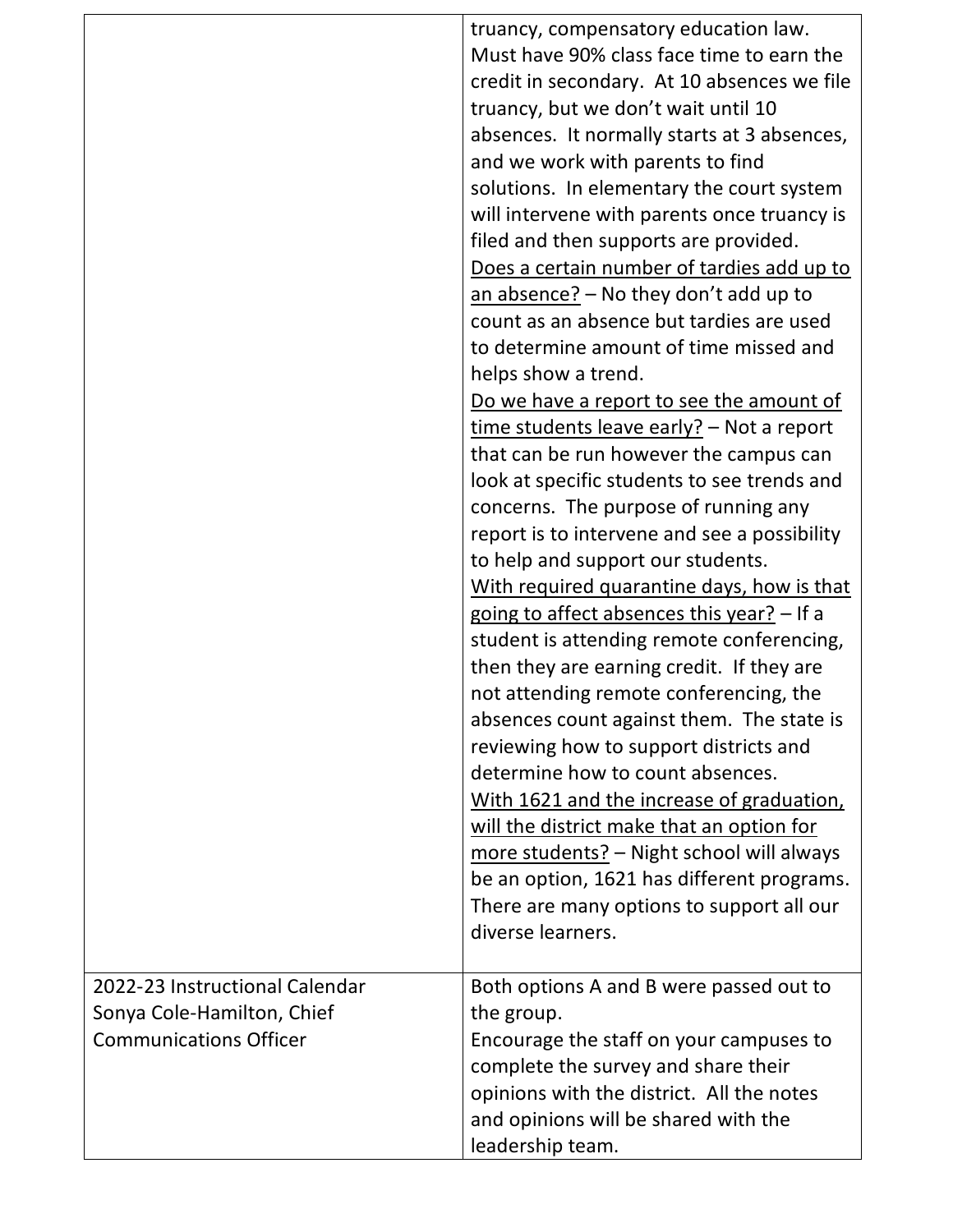| | |
|---|---|
| | truancy, compensatory education law. Must have 90% class face time to earn the credit in secondary. At 10 absences we file truancy, but we don't wait until 10 absences. It normally starts at 3 absences, and we work with parents to find solutions. In elementary the court system will intervene with parents once truancy is filed and then supports are provided.<br><u>Does a certain number of tardies add up to an absence?</u> – No they don't add up to count as an absence but tardies are used to determine amount of time missed and helps show a trend.<br><u>Do we have a report to see the amount of time students leave early?</u> – Not a report that can be run however the campus can look at specific students to see trends and concerns. The purpose of running any report is to intervene and see a possibility to help and support our students.<br><u>With required quarantine days, how is that going to affect absences this year?</u> – If a student is attending remote conferencing, then they are earning credit. If they are not attending remote conferencing, the absences count against them. The state is reviewing how to support districts and determine how to count absences.<br><u>With 1621 and the increase of graduation, will the district make that an option for more students?</u> – Night school will always be an option, 1621 has different programs. There are many options to support all our diverse learners. |
| 2022-23 Instructional Calendar<br>Sonya Cole-Hamilton, Chief Communications Officer | Both options A and B were passed out to the group.<br>Encourage the staff on your campuses to complete the survey and share their opinions with the district. All the notes and opinions will be shared with the leadership team. |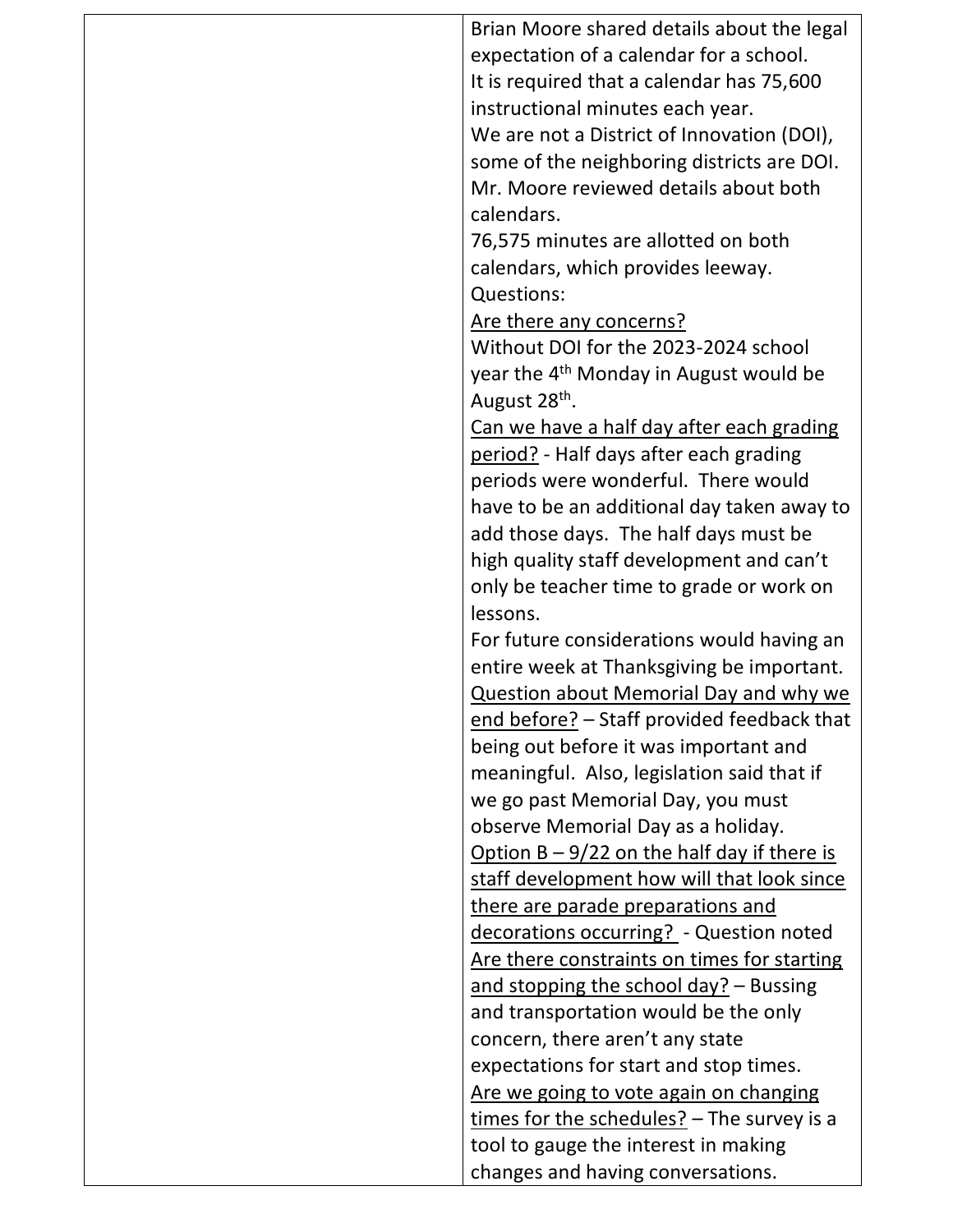| | |
|---|---|
| | Brian Moore shared details about the legal expectation of a calendar for a school.<br>It is required that a calendar has 75,600 instructional minutes each year.<br>We are not a District of Innovation (DOI), some of the neighboring districts are DOI.<br>Mr. Moore reviewed details about both calendars.<br>76,575 minutes are allotted on both calendars, which provides leeway.<br>Questions:<br><u>Are there any concerns?</u><br>Without DOI for the 2023-2024 school year the 4th Monday in August would be August 28th.<br><u>Can we have a half day after each grading period?</u> - Half days after each grading periods were wonderful. There would have to be an additional day taken away to add those days. The half days must be high quality staff development and can't only be teacher time to grade or work on lessons.<br>For future considerations would having an entire week at Thanksgiving be important.<br><u>Question about Memorial Day and why we end before?</u> – Staff provided feedback that being out before it was important and meaningful. Also, legislation said that if we go past Memorial Day, you must observe Memorial Day as a holiday.<br><u>Option B – 9/22 on the half day if there is staff development how will that look since there are parade preparations and decorations occurring?</u> - Question noted<br><u>Are there constraints on times for starting and stopping the school day?</u> – Bussing and transportation would be the only concern, there aren't any state expectations for start and stop times.<br><u>Are we going to vote again on changing times for the schedules?</u> – The survey is a tool to gauge the interest in making changes and having conversations. |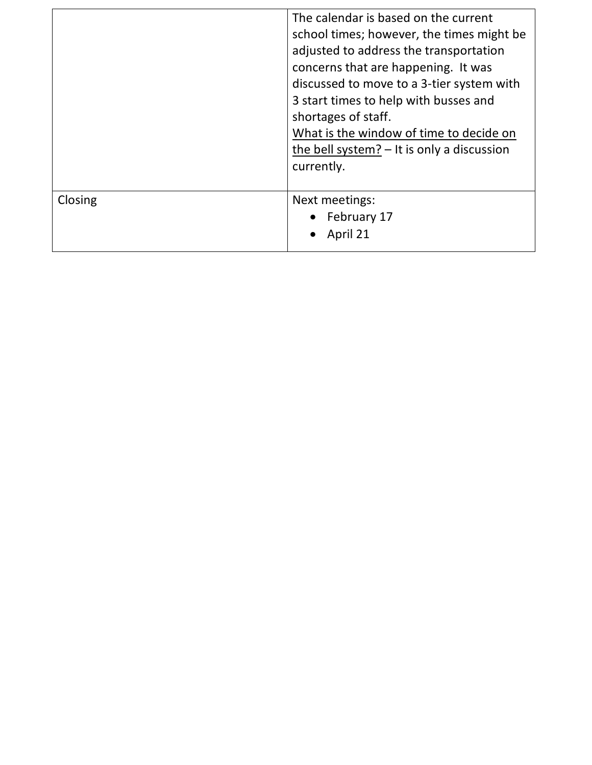| | |
|---|---|
| | The calendar is based on the current school times; however, the times might be adjusted to address the transportation concerns that are happening. It was discussed to move to a 3-tier system with 3 start times to help with busses and shortages of staff.<br><u>What is the window of time to decide on the bell system?</u> – It is only a discussion currently. |
| Closing | Next meetings:<br>• February 17<br>• April 21 |